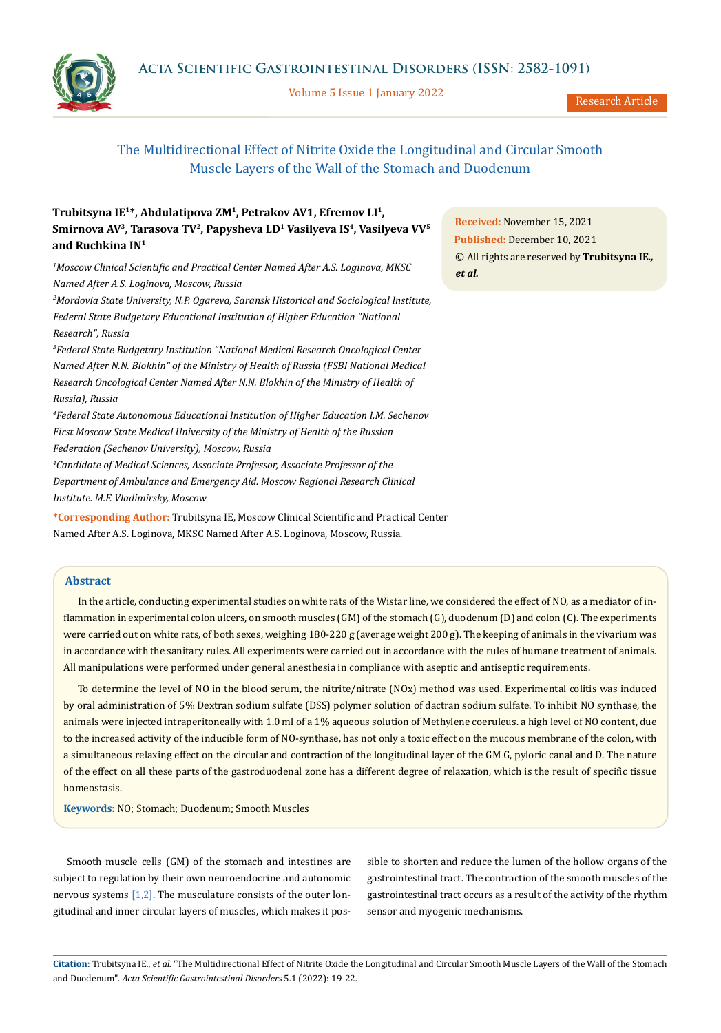# The Multidirectional Effect of Nitrite Oxide the Longitudinal and Circular Smooth Muscle Layers of the Wall of the Stomach and Duodenum

**Trubitsyna IE[1]*, Abdulatipova ZM[1], Petrakov AV1, Efremov LI[1], Smirnova AV[3], Tarasova TV[2], Papysheva LD[1] Vasilyeva IS[4], Vasilyeva VV[5] and Ruchkina IN[1]**

[1]*Moscow Clinical Scientific and Practical Center Named After A.S. Loginova, MKSC Named After A.S. Loginova, Moscow, Russia*

[2]*Mordovia State University, N.P. Ogareva, Saransk Historical and Sociological Institute, Federal State Budgetary Educational Institution of Higher Education "National Research", Russia*

[3]*Federal State Budgetary Institution "National Medical Research Oncological Center Named After N.N. Blokhin" of the Ministry of Health of Russia (FSBI National Medical Research Oncological Center Named After N.N. Blokhin of the Ministry of Health of Russia), Russia*

[4]*Federal State Autonomous Educational Institution of Higher Education I.M. Sechenov First Moscow State Medical University of the Ministry of Health of the Russian Federation (Sechenov University), Moscow, Russia*

[4]*Candidate of Medical Sciences, Associate Professor, Associate Professor of the Department of Ambulance and Emergency Aid. Moscow Regional Research Clinical Institute. M.F. Vladimirsky, Moscow*

**\*Corresponding Author:** Trubitsyna IE, Moscow Clinical Scientific and Practical Center Named After A.S. Loginova, MKSC Named After A.S. Loginova, Moscow, Russia.

**Received:** November 15, 2021
**Published:** December 10, 2021
© All rights are reserved by **Trubitsyna IE., *et al.***

## Abstract

In the article, conducting experimental studies on white rats of the Wistar line, we considered the effect of NO, as a mediator of inflammation in experimental colon ulcers, on smooth muscles (GM) of the stomach (G), duodenum (D) and colon (C). The experiments were carried out on white rats, of both sexes, weighing 180-220 g (average weight 200 g). The keeping of animals in the vivarium was in accordance with the sanitary rules. All experiments were carried out in accordance with the rules of humane treatment of animals. All manipulations were performed under general anesthesia in compliance with aseptic and antiseptic requirements.

To determine the level of NO in the blood serum, the nitrite/nitrate (NOx) method was used. Experimental colitis was induced by oral administration of 5% Dextran sodium sulfate (DSS) polymer solution of dactran sodium sulfate. To inhibit NO synthase, the animals were injected intraperitoneally with 1.0 ml of a 1% aqueous solution of Methylene coeruleus. a high level of NO content, due to the increased activity of the inducible form of NO-synthase, has not only a toxic effect on the mucous membrane of the colon, with a simultaneous relaxing effect on the circular and contraction of the longitudinal layer of the GM G, pyloric canal and D. The nature of the effect on all these parts of the gastroduodenal zone has a different degree of relaxation, which is the result of specific tissue homeostasis.

**Keywords:** NO; Stomach; Duodenum; Smooth Muscles

Smooth muscle cells (GM) of the stomach and intestines are subject to regulation by their own neuroendocrine and autonomic nervous systems [1,2]. The musculature consists of the outer longitudinal and inner circular layers of muscles, which makes it possible to shorten and reduce the lumen of the hollow organs of the gastrointestinal tract. The contraction of the smooth muscles of the gastrointestinal tract occurs as a result of the activity of the rhythm sensor and myogenic mechanisms.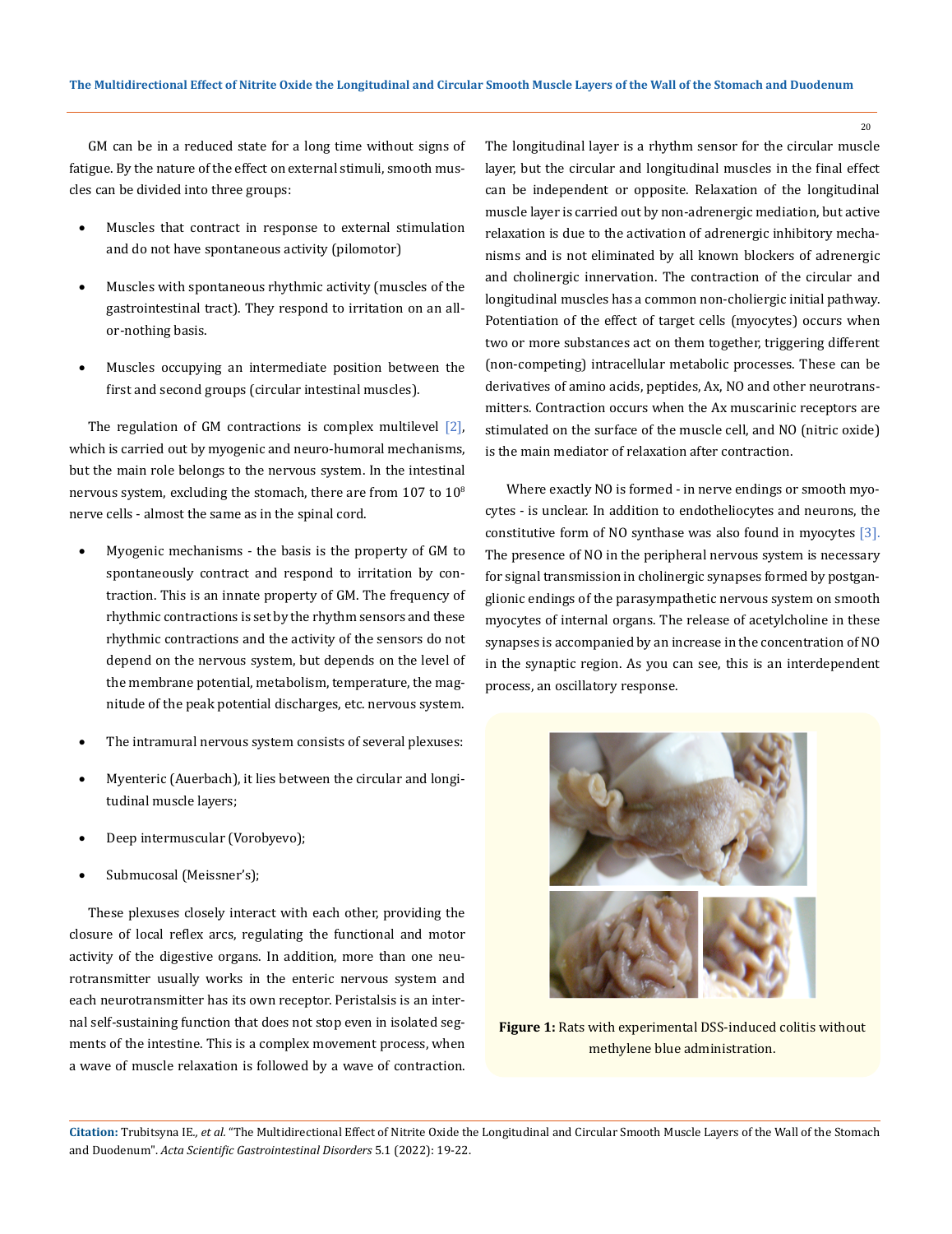GM can be in a reduced state for a long time without signs of fatigue. By the nature of the effect on external stimuli, smooth muscles can be divided into three groups:

- Muscles that contract in response to external stimulation and do not have spontaneous activity (pilomotor)
- Muscles with spontaneous rhythmic activity (muscles of the gastrointestinal tract). They respond to irritation on an all-or-nothing basis.
- Muscles occupying an intermediate position between the first and second groups (circular intestinal muscles).

The regulation of GM contractions is complex multilevel [2], which is carried out by myogenic and neuro-humoral mechanisms, but the main role belongs to the nervous system. In the intestinal nervous system, excluding the stomach, there are from 107 to $10^8$ nerve cells - almost the same as in the spinal cord.

- Myogenic mechanisms - the basis is the property of GM to spontaneously contract and respond to irritation by contraction. This is an innate property of GM. The frequency of rhythmic contractions is set by the rhythm sensors and these rhythmic contractions and the activity of the sensors do not depend on the nervous system, but depends on the level of the membrane potential, metabolism, temperature, the magnitude of the peak potential discharges, etc. nervous system.
- The intramural nervous system consists of several plexuses:
- Myenteric (Auerbach), it lies between the circular and longitudinal muscle layers;
- Deep intermuscular (Vorobyevo);
- Submucosal (Meissner's);

These plexuses closely interact with each other, providing the closure of local reflex arcs, regulating the functional and motor activity of the digestive organs. In addition, more than one neurotransmitter usually works in the enteric nervous system and each neurotransmitter has its own receptor. Peristalsis is an internal self-sustaining function that does not stop even in isolated segments of the intestine. This is a complex movement process, when a wave of muscle relaxation is followed by a wave of contraction. The longitudinal layer is a rhythm sensor for the circular muscle layer, but the circular and longitudinal muscles in the final effect can be independent or opposite. Relaxation of the longitudinal muscle layer is carried out by non-adrenergic mediation, but active relaxation is due to the activation of adrenergic inhibitory mechanisms and is not eliminated by all known blockers of adrenergic and cholinergic innervation. The contraction of the circular and longitudinal muscles has a common non-choliergic initial pathway. Potentiation of the effect of target cells (myocytes) occurs when two or more substances act on them together, triggering different (non-competing) intracellular metabolic processes. These can be derivatives of amino acids, peptides, Ax, NO and other neurotransmitters. Contraction occurs when the Ax muscarinic receptors are stimulated on the surface of the muscle cell, and NO (nitric oxide) is the main mediator of relaxation after contraction.

Where exactly NO is formed - in nerve endings or smooth myocytes - is unclear. In addition to endotheliocytes and neurons, the constitutive form of NO synthase was also found in myocytes [3]. The presence of NO in the peripheral nervous system is necessary for signal transmission in cholinergic synapses formed by postganglionic endings of the parasympathetic nervous system on smooth myocytes of internal organs. The release of acetylcholine in these synapses is accompanied by an increase in the concentration of NO in the synaptic region. As you can see, this is an interdependent process, an oscillatory response.

**Figure 1:** Rats with experimental DSS-induced colitis without methylene blue administration.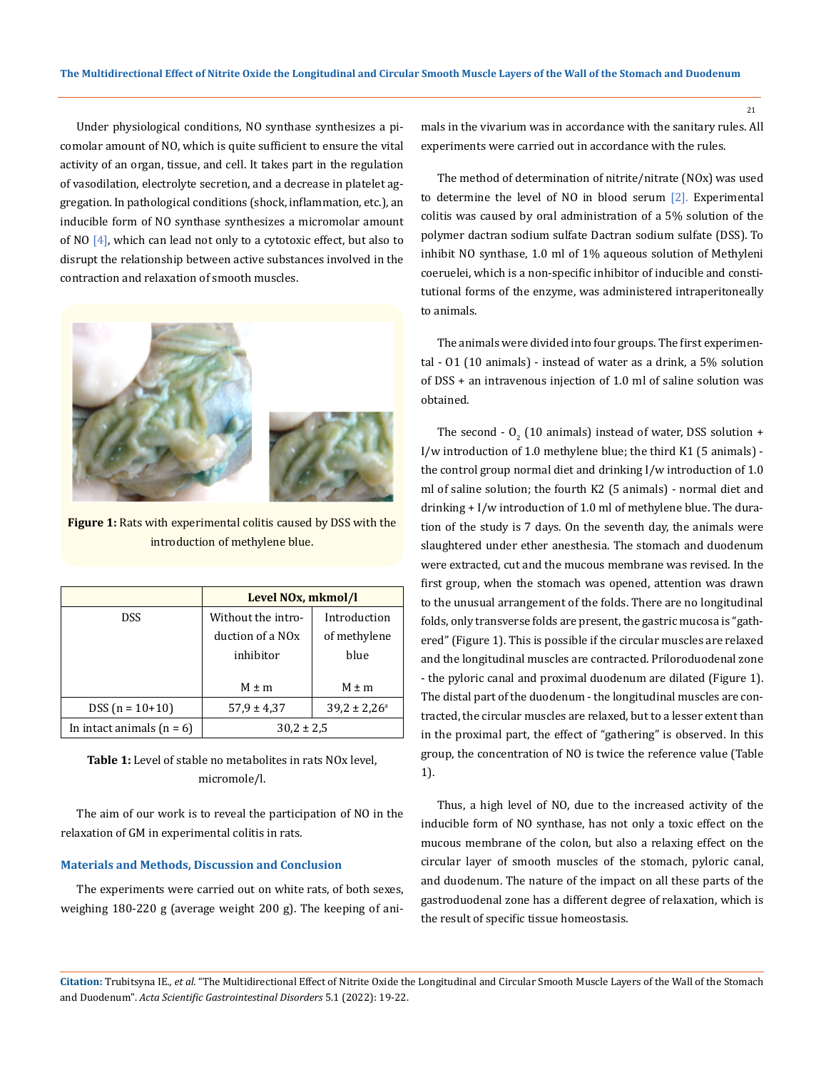Under physiological conditions, NO synthase synthesizes a picomolar amount of NO, which is quite sufficient to ensure the vital activity of an organ, tissue, and cell. It takes part in the regulation of vasodilation, electrolyte secretion, and a decrease in platelet aggregation. In pathological conditions (shock, inflammation, etc.), an inducible form of NO synthase synthesizes a micromolar amount of NO [4], which can lead not only to a cytotoxic effect, but also to disrupt the relationship between active substances involved in the contraction and relaxation of smooth muscles.

**Figure 1:** Rats with experimental colitis caused by DSS with the introduction of methylene blue.

| | Level NOx, mkmol/l | |
|---|---|---|
| DSS | Without the introduction of a NOx inhibitor<br><br>M ± m | Introduction of methylene blue<br><br>M ± m |
| DSS (n = 10+10) | 57,9 ± 4,37 | 39,2 ± 2,26[a] |
| In intact animals (n = 6) | 30,2 ± 2,5 | |

**Table 1:** Level of stable no metabolites in rats NOx level, micromole/l.

The aim of our work is to reveal the participation of NO in the relaxation of GM in experimental colitis in rats.

### Materials and Methods, Discussion and Conclusion

The experiments were carried out on white rats, of both sexes, weighing 180-220 g (average weight 200 g). The keeping of animals in the vivarium was in accordance with the sanitary rules. All experiments were carried out in accordance with the rules.

The method of determination of nitrite/nitrate (NOx) was used to determine the level of NO in blood serum [2]. Experimental colitis was caused by oral administration of a 5% solution of the polymer dactran sodium sulfate Dactran sodium sulfate (DSS). To inhibit NO synthase, 1.0 ml of 1% aqueous solution of Methyleni coeruelei, which is a non-specific inhibitor of inducible and constitutional forms of the enzyme, was administered intraperitoneally to animals.

The animals were divided into four groups. The first experimental - O1 (10 animals) - instead of water as a drink, a 5% solution of DSS + an intravenous injection of 1.0 ml of saline solution was obtained.

The second - $O_2$ (10 animals) instead of water, DSS solution + I/w introduction of 1.0 methylene blue; the third K1 (5 animals) - the control group normal diet and drinking I/w introduction of 1.0 ml of saline solution; the fourth K2 (5 animals) - normal diet and drinking + I/w introduction of 1.0 ml of methylene blue. The duration of the study is 7 days. On the seventh day, the animals were slaughtered under ether anesthesia. The stomach and duodenum were extracted, cut and the mucous membrane was revised. In the first group, when the stomach was opened, attention was drawn to the unusual arrangement of the folds. There are no longitudinal folds, only transverse folds are present, the gastric mucosa is "gathered" (Figure 1). This is possible if the circular muscles are relaxed and the longitudinal muscles are contracted. Priloroduodenal zone - the pyloric canal and proximal duodenum are dilated (Figure 1). The distal part of the duodenum - the longitudinal muscles are contracted, the circular muscles are relaxed, but to a lesser extent than in the proximal part, the effect of "gathering" is observed. In this group, the concentration of NO is twice the reference value (Table 1).

Thus, a high level of NO, due to the increased activity of the inducible form of NO synthase, has not only a toxic effect on the mucous membrane of the colon, but also a relaxing effect on the circular layer of smooth muscles of the stomach, pyloric canal, and duodenum. The nature of the impact on all these parts of the gastroduodenal zone has a different degree of relaxation, which is the result of specific tissue homeostasis.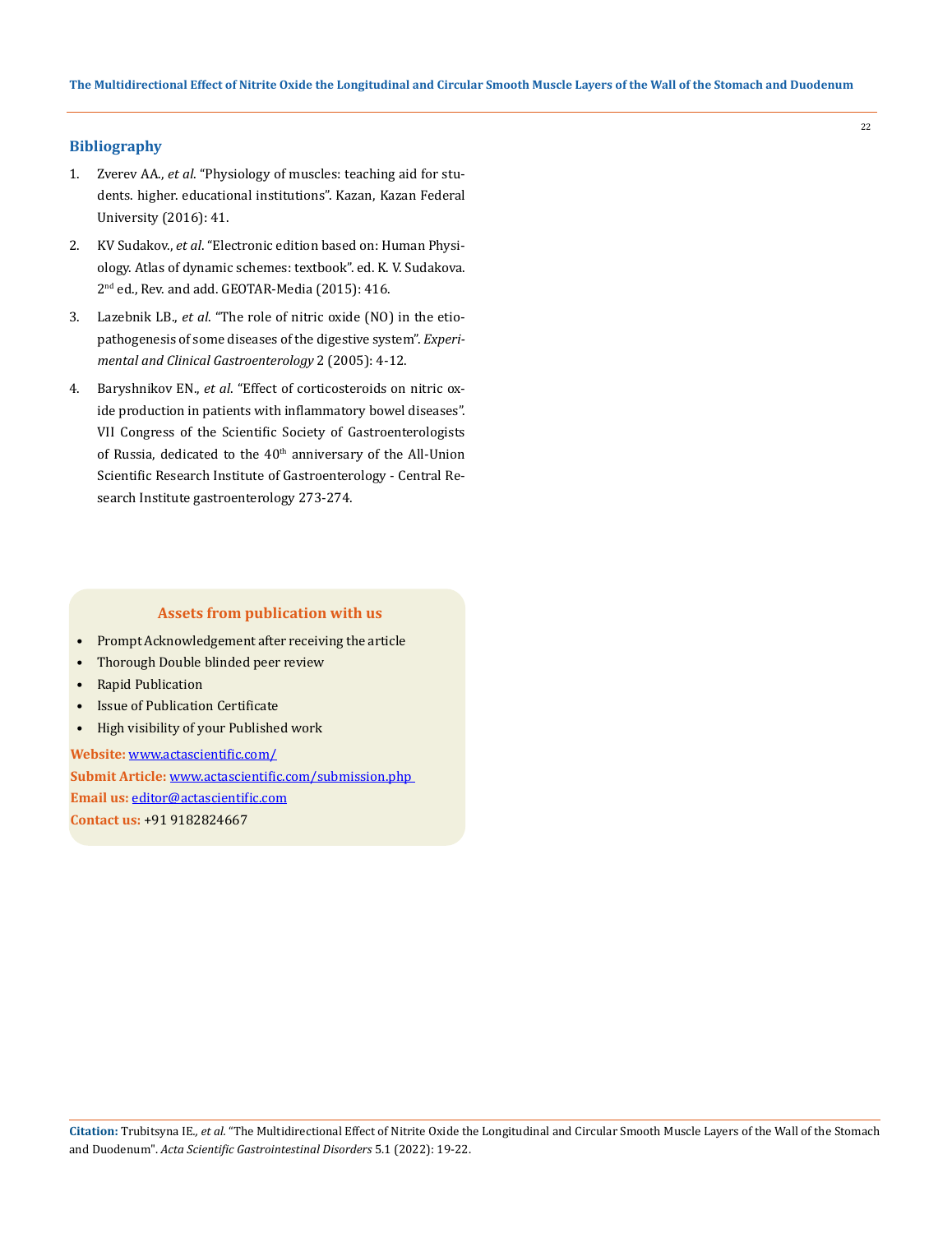## Bibliography

1. Zverev AA., *et al*. "Physiology of muscles: teaching aid for students. higher. educational institutions". Kazan, Kazan Federal University (2016): 41.
2. KV Sudakov., *et al*. "Electronic edition based on: Human Physiology. Atlas of dynamic schemes: textbook". ed. K. V. Sudakova. 2nd ed., Rev. and add. GEOTAR-Media (2015): 416.
3. Lazebnik LB., *et al*. "The role of nitric oxide (NO) in the etiopathogenesis of some diseases of the digestive system". *Experimental and Clinical Gastroenterology* 2 (2005): 4-12.
4. Baryshnikov EN., *et al*. "Effect of corticosteroids on nitric oxide production in patients with inflammatory bowel diseases". VII Congress of the Scientific Society of Gastroenterologists of Russia, dedicated to the 40th anniversary of the All-Union Scientific Research Institute of Gastroenterology - Central Research Institute gastroenterology 273-274.

**Assets from publication with us**

- Prompt Acknowledgement after receiving the article
- Thorough Double blinded peer review
- Rapid Publication
- Issue of Publication Certificate
- High visibility of your Published work

**Website:** www.actascientific.com/
**Submit Article:** www.actascientific.com/submission.php
**Email us:** editor@actascientific.com
**Contact us:** +91 9182824667